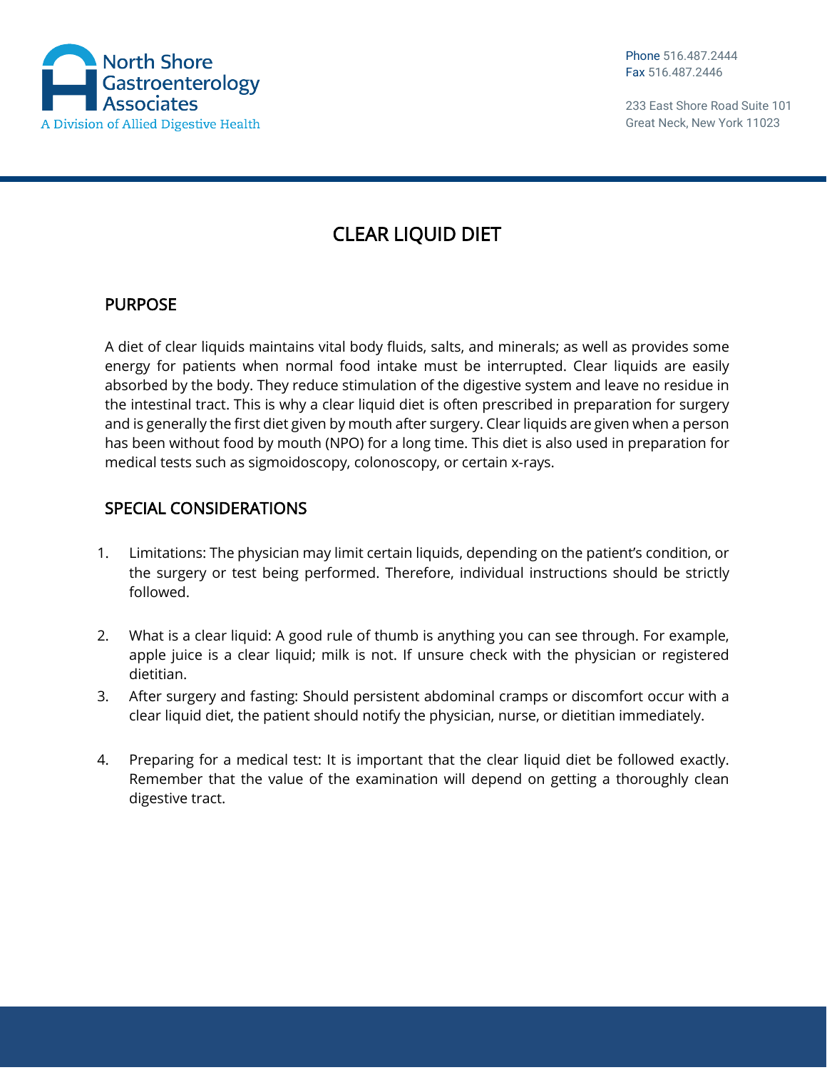North Shore Gastroenterology Associates
A Division of Allied Digestive Health

Phone 516.487.2444
Fax 516.487.2446

233 East Shore Road Suite 101
Great Neck, New York 11023

# CLEAR LIQUID DIET

## PURPOSE

A diet of clear liquids maintains vital body fluids, salts, and minerals; as well as provides some energy for patients when normal food intake must be interrupted. Clear liquids are easily absorbed by the body. They reduce stimulation of the digestive system and leave no residue in the intestinal tract. This is why a clear liquid diet is often prescribed in preparation for surgery and is generally the first diet given by mouth after surgery. Clear liquids are given when a person has been without food by mouth (NPO) for a long time. This diet is also used in preparation for medical tests such as sigmoidoscopy, colonoscopy, or certain x-rays.

## SPECIAL CONSIDERATIONS

1. Limitations: The physician may limit certain liquids, depending on the patient's condition, or the surgery or test being performed. Therefore, individual instructions should be strictly followed.

2. What is a clear liquid: A good rule of thumb is anything you can see through. For example, apple juice is a clear liquid; milk is not. If unsure check with the physician or registered dietitian.

3. After surgery and fasting: Should persistent abdominal cramps or discomfort occur with a clear liquid diet, the patient should notify the physician, nurse, or dietitian immediately.

4. Preparing for a medical test: It is important that the clear liquid diet be followed exactly. Remember that the value of the examination will depend on getting a thoroughly clean digestive tract.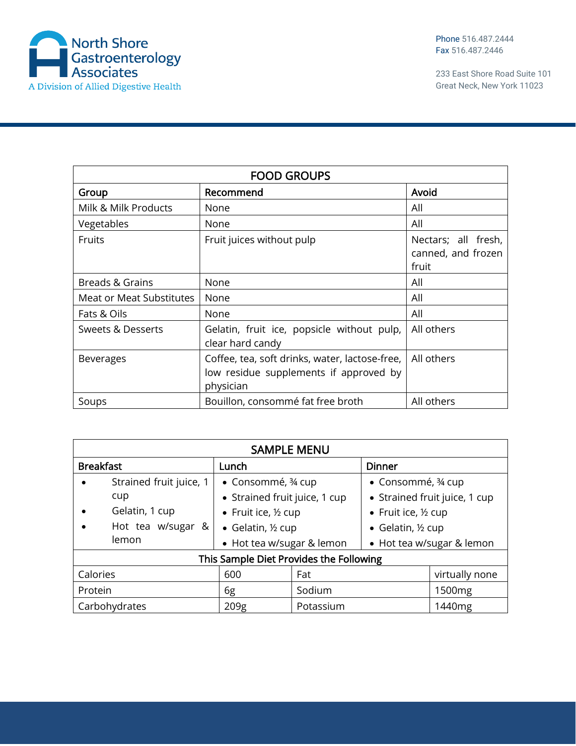North Shore Gastroenterology Associates
A Division of Allied Digestive Health

Phone 516.487.2444
Fax 516.487.2446

233 East Shore Road Suite 101
Great Neck, New York 11023

| FOOD GROUPS | | |
|---|---|---|
| **Group** | **Recommend** | **Avoid** |
| Milk & Milk Products | None | All |
| Vegetables | None | All |
| Fruits | Fruit juices without pulp | Nectars; all fresh, canned, and frozen fruit |
| Breads & Grains | None | All |
| Meat or Meat Substitutes | None | All |
| Fats & Oils | None | All |
| Sweets & Desserts | Gelatin, fruit ice, popsicle without pulp, clear hard candy | All others |
| Beverages | Coffee, tea, soft drinks, water, lactose-free, low residue supplements if approved by physician | All others |
| Soups | Bouillon, consommé fat free broth | All others |

| SAMPLE MENU | | |
|---|---|---|
| **Breakfast** | **Lunch** | **Dinner** |
| • Strained fruit juice, 1 cup<br>• Gelatin, 1 cup<br>• Hot tea w/sugar & lemon | • Consommé, ¾ cup<br>• Strained fruit juice, 1 cup<br>• Fruit ice, ½ cup<br>• Gelatin, ½ cup<br>• Hot tea w/sugar & lemon | • Consommé, ¾ cup<br>• Strained fruit juice, 1 cup<br>• Fruit ice, ½ cup<br>• Gelatin, ½ cup<br>• Hot tea w/sugar & lemon |

| This Sample Diet Provides the Following | | | |
|---|---|---|---|
| Calories | 600 | Fat | virtually none |
| Protein | 6g | Sodium | 1500mg |
| Carbohydrates | 209g | Potassium | 1440mg |